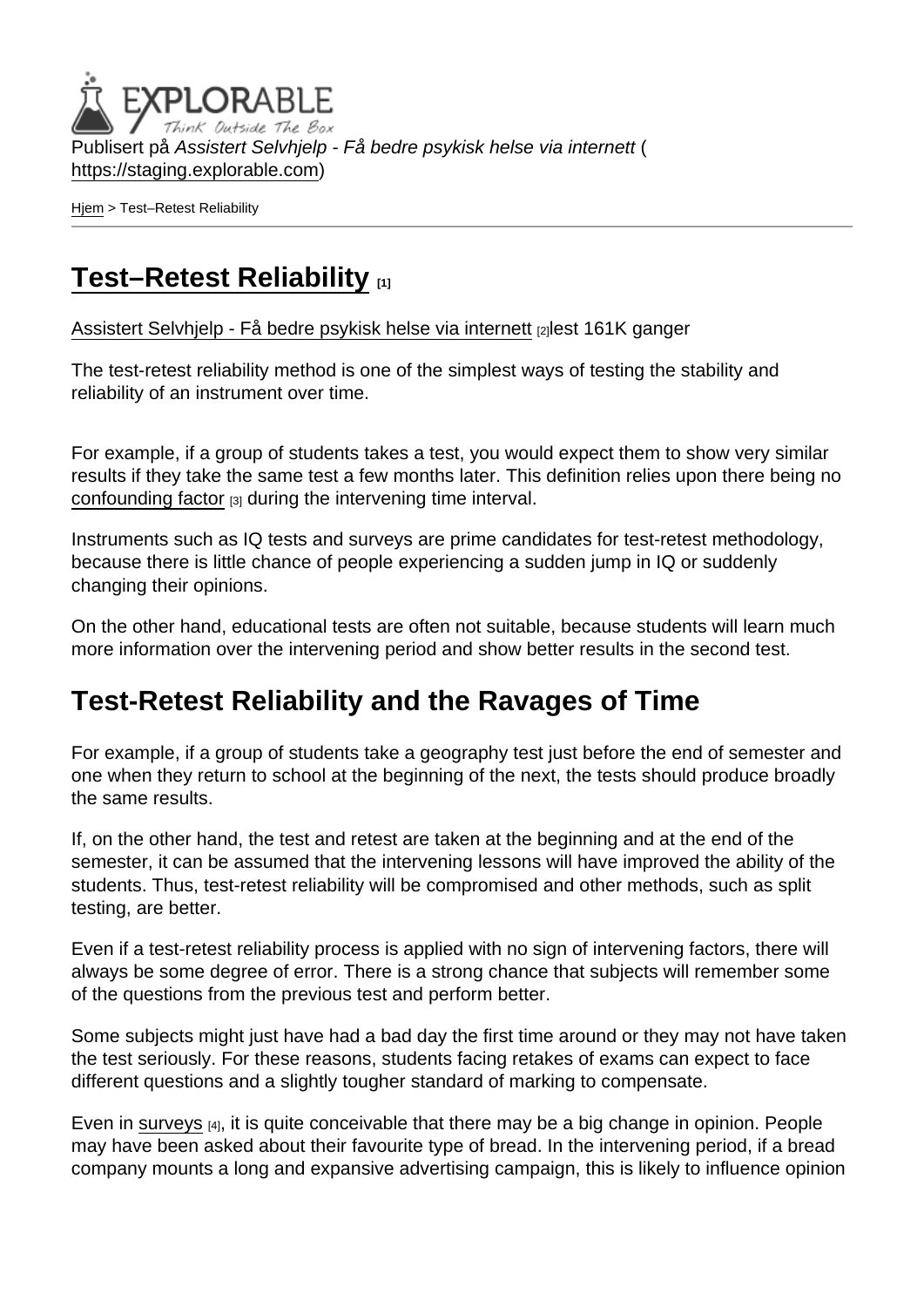Publisert på *Assistert Selvhjelp - Få bedre psykisk helse via internett* (https://staging.explorable.com)

Hjem > Test–Retest Reliability

# Test–Retest Reliability [1]

Assistert Selvhjelp - Få bedre psykisk helse via internett [2]lest 161K ganger

The test-retest reliability method is one of the simplest ways of testing the stability and reliability of an instrument over time.

For example, if a group of students takes a test, you would expect them to show very similar results if they take the same test a few months later. This definition relies upon there being no confounding factor [3] during the intervening time interval.

Instruments such as IQ tests and surveys are prime candidates for test-retest methodology, because there is little chance of people experiencing a sudden jump in IQ or suddenly changing their opinions.

On the other hand, educational tests are often not suitable, because students will learn much more information over the intervening period and show better results in the second test.

## Test-Retest Reliability and the Ravages of Time

For example, if a group of students take a geography test just before the end of semester and one when they return to school at the beginning of the next, the tests should produce broadly the same results.

If, on the other hand, the test and retest are taken at the beginning and at the end of the semester, it can be assumed that the intervening lessons will have improved the ability of the students. Thus, test-retest reliability will be compromised and other methods, such as split testing, are better.

Even if a test-retest reliability process is applied with no sign of intervening factors, there will always be some degree of error. There is a strong chance that subjects will remember some of the questions from the previous test and perform better.

Some subjects might just have had a bad day the first time around or they may not have taken the test seriously. For these reasons, students facing retakes of exams can expect to face different questions and a slightly tougher standard of marking to compensate.

Even in surveys [4], it is quite conceivable that there may be a big change in opinion. People may have been asked about their favourite type of bread. In the intervening period, if a bread company mounts a long and expansive advertising campaign, this is likely to influence opinion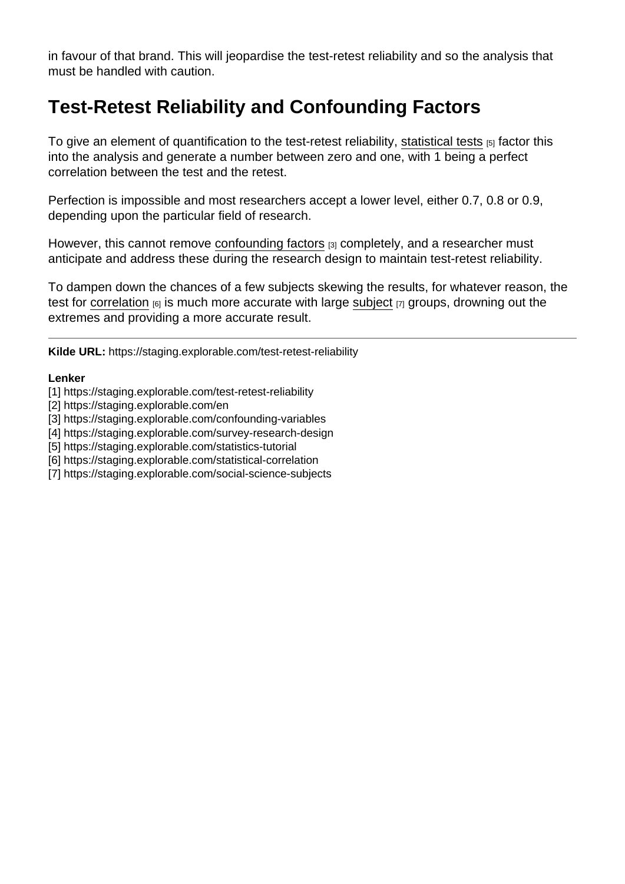in favour of that brand. This will jeopardise the test-retest reliability and so the analysis that must be handled with caution.

## Test-Retest Reliability and Confounding Factors

To give an element of quantification to the test-retest reliability, statistical tests [5] factor this into the analysis and generate a number between zero and one, with 1 being a perfect correlation between the test and the retest.

Perfection is impossible and most researchers accept a lower level, either 0.7, 0.8 or 0.9, depending upon the particular field of research.

However, this cannot remove confounding factors [3] completely, and a researcher must anticipate and address these during the research design to maintain test-retest reliability.

To dampen down the chances of a few subjects skewing the results, for whatever reason, the test for correlation [6] is much more accurate with large subject [7] groups, drowning out the extremes and providing a more accurate result.

---

**Kilde URL:** https://staging.explorable.com/test-retest-reliability

**Lenker**
[1] https://staging.explorable.com/test-retest-reliability
[2] https://staging.explorable.com/en
[3] https://staging.explorable.com/confounding-variables
[4] https://staging.explorable.com/survey-research-design
[5] https://staging.explorable.com/statistics-tutorial
[6] https://staging.explorable.com/statistical-correlation
[7] https://staging.explorable.com/social-science-subjects